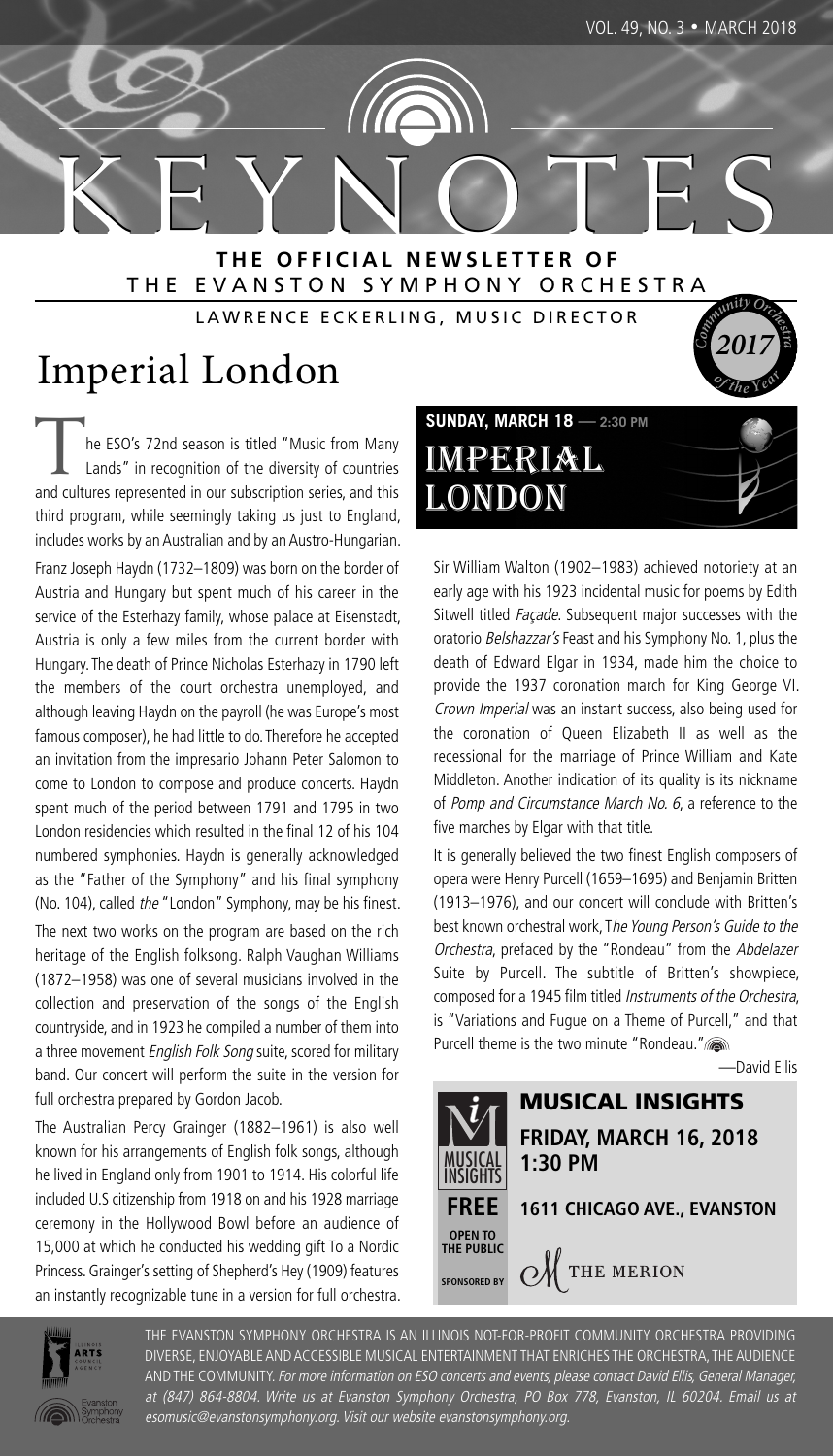# KEYNOTES

**THE OFFICIAL NEWSLETTER OF**
THE EVANSTON SYMPHONY ORCHESTRA

LAWRENCE ECKERLING, MUSIC DIRECTOR

Community Orchestra of the Year 2017

# Imperial London

The ESO's 72nd season is titled "Music from Many Lands" in recognition of the diversity of countries and cultures represented in our subscription series, and this third program, while seemingly taking us just to England, includes works by an Australian and by an Austro-Hungarian.

Franz Joseph Haydn (1732–1809) was born on the border of Austria and Hungary but spent much of his career in the service of the Esterhazy family, whose palace at Eisenstadt, Austria is only a few miles from the current border with Hungary. The death of Prince Nicholas Esterhazy in 1790 left the members of the court orchestra unemployed, and although leaving Haydn on the payroll (he was Europe's most famous composer), he had little to do. Therefore he accepted an invitation from the impresario Johann Peter Salomon to come to London to compose and produce concerts. Haydn spent much of the period between 1791 and 1795 in two London residencies which resulted in the final 12 of his 104 numbered symphonies. Haydn is generally acknowledged as the "Father of the Symphony" and his final symphony (No. 104), called *the* "London" Symphony, may be his finest.

The next two works on the program are based on the rich heritage of the English folksong. Ralph Vaughan Williams (1872–1958) was one of several musicians involved in the collection and preservation of the songs of the English countryside, and in 1923 he compiled a number of them into a three movement *English Folk Song* suite, scored for military band. Our concert will perform the suite in the version for full orchestra prepared by Gordon Jacob.

The Australian Percy Grainger (1882–1961) is also well known for his arrangements of English folk songs, although he lived in England only from 1901 to 1914. His colorful life included U.S citizenship from 1918 on and his 1928 marriage ceremony in the Hollywood Bowl before an audience of 15,000 at which he conducted his wedding gift To a Nordic Princess. Grainger's setting of Shepherd's Hey (1909) features an instantly recognizable tune in a version for full orchestra.

**SUNDAY, MARCH 18 — 2:30 PM**

## IMPERIAL LONDON

Sir William Walton (1902–1983) achieved notoriety at an early age with his 1923 incidental music for poems by Edith Sitwell titled *Façade*. Subsequent major successes with the oratorio *Belshazzar's* Feast and his Symphony No. 1, plus the death of Edward Elgar in 1934, made him the choice to provide the 1937 coronation march for King George VI. *Crown Imperial* was an instant success, also being used for the coronation of Queen Elizabeth II as well as the recessional for the marriage of Prince William and Kate Middleton. Another indication of its quality is its nickname of *Pomp and Circumstance March No. 6*, a reference to the five marches by Elgar with that title.

It is generally believed the two finest English composers of opera were Henry Purcell (1659–1695) and Benjamin Britten (1913–1976), and our concert will conclude with Britten's best known orchestral work, T*he Young Person's Guide to the Orchestra*, prefaced by the "Rondeau" from the *Abdelazer* Suite by Purcell. The subtitle of Britten's showpiece, composed for a 1945 film titled *Instruments of the Orchestra*, is "Variations and Fugue on a Theme of Purcell," and that Purcell theme is the two minute "Rondeau."

—David Ellis

## MUSICAL INSIGHTS

**FRIDAY, MARCH 16, 2018**
**1:30 PM**

**FREE**
**OPEN TO THE PUBLIC**

**1611 CHICAGO AVE., EVANSTON**

**SPONSORED BY** THE MERION

THE EVANSTON SYMPHONY ORCHESTRA IS AN ILLINOIS NOT-FOR-PROFIT COMMUNITY ORCHESTRA PROVIDING DIVERSE, ENJOYABLE AND ACCESSIBLE MUSICAL ENTERTAINMENT THAT ENRICHES THE ORCHESTRA, THE AUDIENCE AND THE COMMUNITY. *For more information on ESO concerts and events, please contact David Ellis, General Manager, at (847) 864-8804. Write us at Evanston Symphony Orchestra, PO Box 778, Evanston, IL 60204. Email us at esomusic@evanstonsymphony.org. Visit our website evanstonsymphony.org.*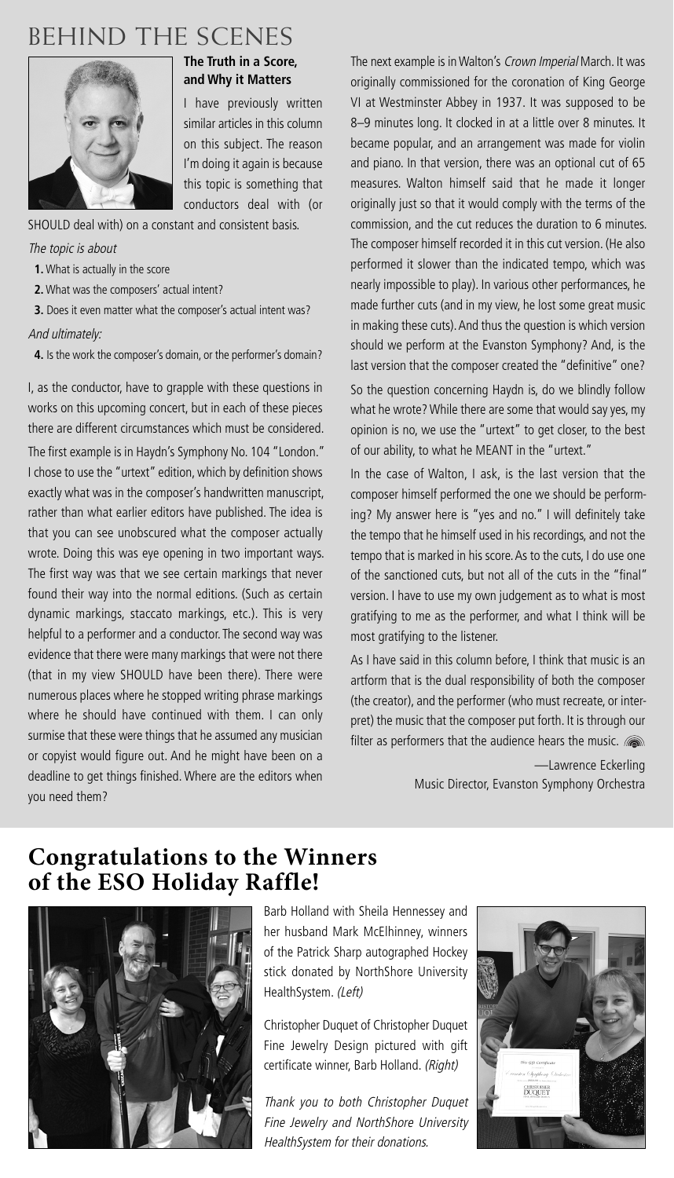# BEHIND THE SCENES

### The Truth in a Score, and Why it Matters

I have previously written similar articles in this column on this subject. The reason I'm doing it again is because this topic is something that conductors deal with (or SHOULD deal with) on a constant and consistent basis.

*The topic is about*

1. What is actually in the score
2. What was the composers' actual intent?
3. Does it even matter what the composer's actual intent was?

*And ultimately:*

4. Is the work the composer's domain, or the performer's domain?

I, as the conductor, have to grapple with these questions in works on this upcoming concert, but in each of these pieces there are different circumstances which must be considered.

The first example is in Haydn's Symphony No. 104 "London." I chose to use the "urtext" edition, which by definition shows exactly what was in the composer's handwritten manuscript, rather than what earlier editors have published. The idea is that you can see unobscured what the composer actually wrote. Doing this was eye opening in two important ways. The first way was that we see certain markings that never found their way into the normal editions. (Such as certain dynamic markings, staccato markings, etc.). This is very helpful to a performer and a conductor. The second way was evidence that there were many markings that were not there (that in my view SHOULD have been there). There were numerous places where he stopped writing phrase markings where he should have continued with them. I can only surmise that these were things that he assumed any musician or copyist would figure out. And he might have been on a deadline to get things finished. Where are the editors when you need them?

The next example is in Walton's *Crown Imperial* March. It was originally commissioned for the coronation of King George VI at Westminster Abbey in 1937. It was supposed to be 8–9 minutes long. It clocked in at a little over 8 minutes. It became popular, and an arrangement was made for violin and piano. In that version, there was an optional cut of 65 measures. Walton himself said that he made it longer originally just so that it would comply with the terms of the commission, and the cut reduces the duration to 6 minutes. The composer himself recorded it in this cut version. (He also performed it slower than the indicated tempo, which was nearly impossible to play). In various other performances, he made further cuts (and in my view, he lost some great music in making these cuts). And thus the question is which version should we perform at the Evanston Symphony? And, is the last version that the composer created the "definitive" one?

So the question concerning Haydn is, do we blindly follow what he wrote? While there are some that would say yes, my opinion is no, we use the "urtext" to get closer, to the best of our ability, to what he MEANT in the "urtext."

In the case of Walton, I ask, is the last version that the composer himself performed the one we should be performing? My answer here is "yes and no." I will definitely take the tempo that he himself used in his recordings, and not the tempo that is marked in his score. As to the cuts, I do use one of the sanctioned cuts, but not all of the cuts in the "final" version. I have to use my own judgement as to what is most gratifying to me as the performer, and what I think will be most gratifying to the listener.

As I have said in this column before, I think that music is an artform that is the dual responsibility of both the composer (the creator), and the performer (who must recreate, or interpret) the music that the composer put forth. It is through our filter as performers that the audience hears the music.

—Lawrence Eckerling
Music Director, Evanston Symphony Orchestra

## Congratulations to the Winners of the ESO Holiday Raffle!

Barb Holland with Sheila Hennessey and her husband Mark McElhinney, winners of the Patrick Sharp autographed Hockey stick donated by NorthShore University HealthSystem. *(Left)*

Christopher Duquet of Christopher Duquet Fine Jewelry Design pictured with gift certificate winner, Barb Holland. *(Right)*

*Thank you to both Christopher Duquet Fine Jewelry and NorthShore University HealthSystem for their donations.*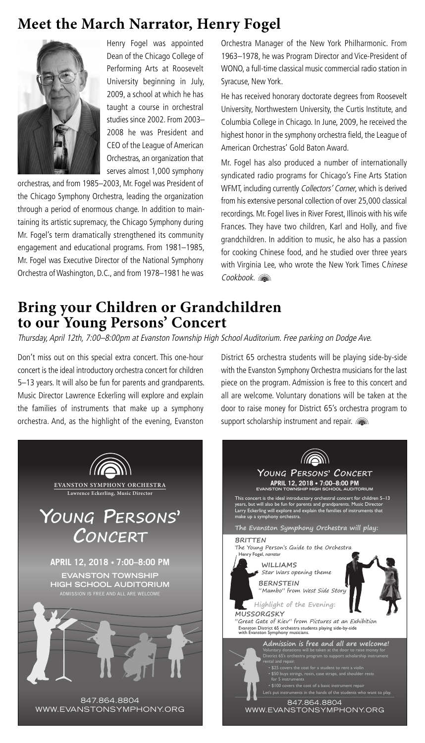## Meet the March Narrator, Henry Fogel

Henry Fogel was appointed Dean of the Chicago College of Performing Arts at Roosevelt University beginning in July, 2009, a school at which he has taught a course in orchestral studies since 2002. From 2003–2008 he was President and CEO of the League of American Orchestras, an organization that serves almost 1,000 symphony orchestras, and from 1985–2003, Mr. Fogel was President of the Chicago Symphony Orchestra, leading the organization through a period of enormous change. In addition to maintaining its artistic supremacy, the Chicago Symphony during Mr. Fogel's term dramatically strengthened its community engagement and educational programs. From 1981–1985, Mr. Fogel was Executive Director of the National Symphony Orchestra of Washington, D.C., and from 1978–1981 he was Orchestra Manager of the New York Philharmonic. From 1963–1978, he was Program Director and Vice-President of WONO, a full-time classical music commercial radio station in Syracuse, New York.

He has received honorary doctorate degrees from Roosevelt University, Northwestern University, the Curtis Institute, and Columbia College in Chicago. In June, 2009, he received the highest honor in the symphony orchestra field, the League of American Orchestras' Gold Baton Award.

Mr. Fogel has also produced a number of internationally syndicated radio programs for Chicago's Fine Arts Station WFMT, including currently *Collectors' Corner*, which is derived from his extensive personal collection of over 25,000 classical recordings. Mr. Fogel lives in River Forest, Illinois with his wife Frances. They have two children, Karl and Holly, and five grandchildren. In addition to music, he also has a passion for cooking Chinese food, and he studied over three years with Virginia Lee, who wrote the New York Times C*hinese Cookbook.*

## Bring your Children or Grandchildren to our Young Persons' Concert

*Thursday, April 12th, 7:00–8:00pm at Evanston Township High School Auditorium. Free parking on Dodge Ave.*

Don't miss out on this special extra concert. This one-hour concert is the ideal introductory orchestra concert for children 5–13 years. It will also be fun for parents and grandparents. Music Director Lawrence Eckerling will explore and explain the families of instruments that make up a symphony orchestra. And, as the highlight of the evening, Evanston District 65 orchestra students will be playing side-by-side with the Evanston Symphony Orchestra musicians for the last piece on the program. Admission is free to this concert and all are welcome. Voluntary donations will be taken at the door to raise money for District 65's orchestra program to support scholarship instrument and repair.

**EVANSTON SYMPHONY ORCHESTRA**
Lawrence Eckerling, Music Director

# Young Persons' Concert

**APRIL 12, 2018 • 7:00–8:00 PM**
**EVANSTON TOWNSHIP HIGH SCHOOL AUDITORIUM**
ADMISSION IS FREE AND ALL ARE WELCOME

847.864.8804
WWW.EVANSTONSYMPHONY.ORG

### Young Persons' Concert

**APRIL 12, 2018 • 7:00–8:00 PM**
EVANSTON TOWNSHIP HIGH SCHOOL AUDITORIUM

This concert is the ideal introductory orchestral concert for children 5–13 years, but will also be fun for parents and grandparents. Music Director Larry Eckerling will explore and explain the families of instruments that make up a symphony orchestra.

**The Evanston Symphony Orchestra will play:**

**BRITTEN**
The Young Person's Guide to the Orchestra
Henry Fogel, *narrator*

**WILLIAMS**
*Star Wars* opening theme

**BERNSTEIN**
"Mambo" from *West Side Story*

**Highlight of the Evening:**

**MUSSORGSKY**
"Great Gate of Kiev" from *Pictures at an Exhibition*
Evanston District 65 orchestra students playing side-by-side with Evanston Symphony musicians.

**Admission is free and all are welcome!**
Voluntary donations will be taken at the door to raise money for District 65's orchestra program to support scholarship instrument rental and repair.

- $25 covers the cost for a student to rent a violin
- $50 buys strings, rosin, case straps, and shoulder rests for 5 instruments
- $100 covers the cost of a basic instrument repair

Let's put instruments in the hands of the students who want to play.

847.864.8804
WWW.EVANSTONSYMPHONY.ORG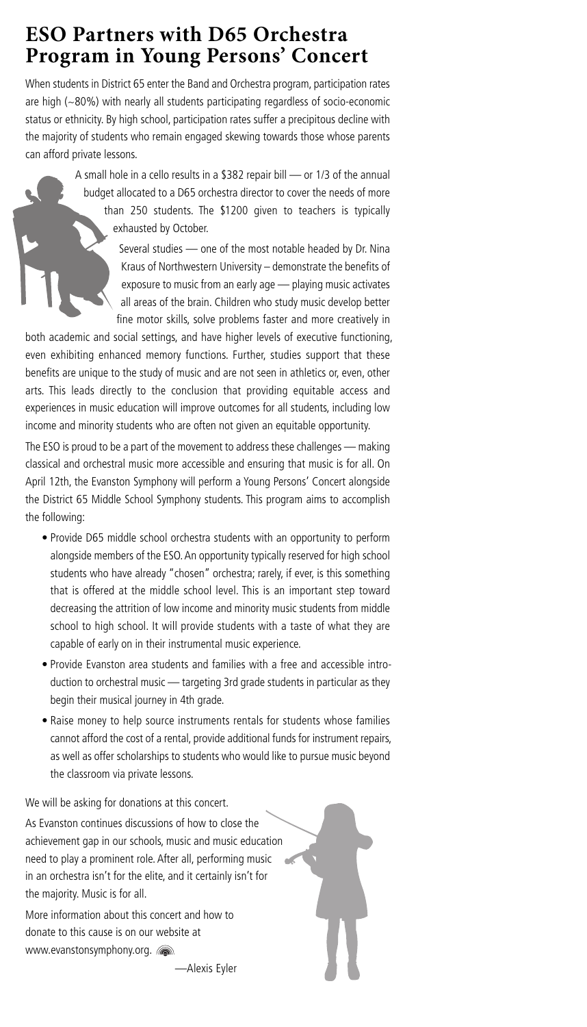# ESO Partners with D65 Orchestra Program in Young Persons' Concert

When students in District 65 enter the Band and Orchestra program, participation rates are high (~80%) with nearly all students participating regardless of socio-economic status or ethnicity. By high school, participation rates suffer a precipitous decline with the majority of students who remain engaged skewing towards those whose parents can afford private lessons.

A small hole in a cello results in a $382 repair bill — or 1/3 of the annual budget allocated to a D65 orchestra director to cover the needs of more than 250 students. The $1200 given to teachers is typically exhausted by October.

Several studies — one of the most notable headed by Dr. Nina Kraus of Northwestern University – demonstrate the benefits of exposure to music from an early age — playing music activates all areas of the brain. Children who study music develop better fine motor skills, solve problems faster and more creatively in both academic and social settings, and have higher levels of executive functioning, even exhibiting enhanced memory functions. Further, studies support that these benefits are unique to the study of music and are not seen in athletics or, even, other arts. This leads directly to the conclusion that providing equitable access and experiences in music education will improve outcomes for all students, including low income and minority students who are often not given an equitable opportunity.

The ESO is proud to be a part of the movement to address these challenges — making classical and orchestral music more accessible and ensuring that music is for all. On April 12th, the Evanston Symphony will perform a Young Persons' Concert alongside the District 65 Middle School Symphony students. This program aims to accomplish the following:

- Provide D65 middle school orchestra students with an opportunity to perform alongside members of the ESO. An opportunity typically reserved for high school students who have already "chosen" orchestra; rarely, if ever, is this something that is offered at the middle school level. This is an important step toward decreasing the attrition of low income and minority music students from middle school to high school. It will provide students with a taste of what they are capable of early on in their instrumental music experience.
- Provide Evanston area students and families with a free and accessible introduction to orchestral music — targeting 3rd grade students in particular as they begin their musical journey in 4th grade.
- Raise money to help source instruments rentals for students whose families cannot afford the cost of a rental, provide additional funds for instrument repairs, as well as offer scholarships to students who would like to pursue music beyond the classroom via private lessons.

We will be asking for donations at this concert.

As Evanston continues discussions of how to close the achievement gap in our schools, music and music education need to play a prominent role. After all, performing music in an orchestra isn't for the elite, and it certainly isn't for the majority. Music is for all.

More information about this concert and how to donate to this cause is on our website at www.evanstonsymphony.org.

—Alexis Eyler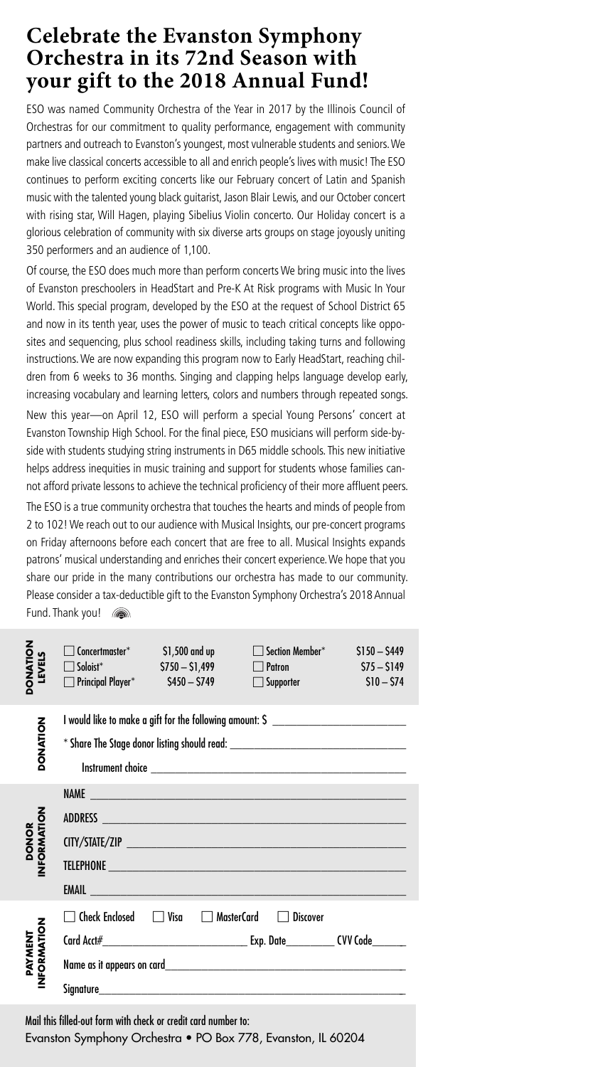# Celebrate the Evanston Symphony Orchestra in its 72nd Season with your gift to the 2018 Annual Fund!

ESO was named Community Orchestra of the Year in 2017 by the Illinois Council of Orchestras for our commitment to quality performance, engagement with community partners and outreach to Evanston's youngest, most vulnerable students and seniors. We make live classical concerts accessible to all and enrich people's lives with music! The ESO continues to perform exciting concerts like our February concert of Latin and Spanish music with the talented young black guitarist, Jason Blair Lewis, and our October concert with rising star, Will Hagen, playing Sibelius Violin concerto. Our Holiday concert is a glorious celebration of community with six diverse arts groups on stage joyously uniting 350 performers and an audience of 1,100.

Of course, the ESO does much more than perform concerts We bring music into the lives of Evanston preschoolers in HeadStart and Pre-K At Risk programs with Music In Your World. This special program, developed by the ESO at the request of School District 65 and now in its tenth year, uses the power of music to teach critical concepts like opposites and sequencing, plus school readiness skills, including taking turns and following instructions. We are now expanding this program now to Early HeadStart, reaching children from 6 weeks to 36 months. Singing and clapping helps language develop early, increasing vocabulary and learning letters, colors and numbers through repeated songs.

New this year—on April 12, ESO will perform a special Young Persons' concert at Evanston Township High School. For the final piece, ESO musicians will perform side-by-side with students studying string instruments in D65 middle schools. This new initiative helps address inequities in music training and support for students whose families cannot afford private lessons to achieve the technical proficiency of their more affluent peers.

The ESO is a true community orchestra that touches the hearts and minds of people from 2 to 102! We reach out to our audience with Musical Insights, our pre-concert programs on Friday afternoons before each concert that are free to all. Musical Insights expands patrons' musical understanding and enriches their concert experience. We hope that you share our pride in the many contributions our orchestra has made to our community. Please consider a tax-deductible gift to the Evanston Symphony Orchestra's 2018 Annual Fund. Thank you!

**DONATION LEVELS**

| | | | |
|---|---|---|---|
| ☐ Concertmaster* | $1,500 and up | ☐ Section Member* | $150 – $449 |
| ☐ Soloist* | $750 – $1,499 | ☐ Patron | $75 – $149 |
| ☐ Principal Player* | $450 – $749 | ☐ Supporter | $10 – $74 |

**DONATION**

I would like to make a gift for the following amount: $ ____________________

\* Share The Stage donor listing should read: ____________________

Instrument choice ____________________

**DONOR INFORMATION**

NAME ____________________

ADDRESS ____________________

CITY/STATE/ZIP ____________________

TELEPHONE ____________________

EMAIL ____________________

**PAYMENT INFORMATION**

☐ Check Enclosed ☐ Visa ☐ MasterCard ☐ Discover

Card Acct#____________________ Exp. Date__________ CVV Code_______

Name as it appears on card____________________

Signature____________________

Mail this filled-out form with check or credit card number to:

Evanston Symphony Orchestra • PO Box 778, Evanston, IL 60204